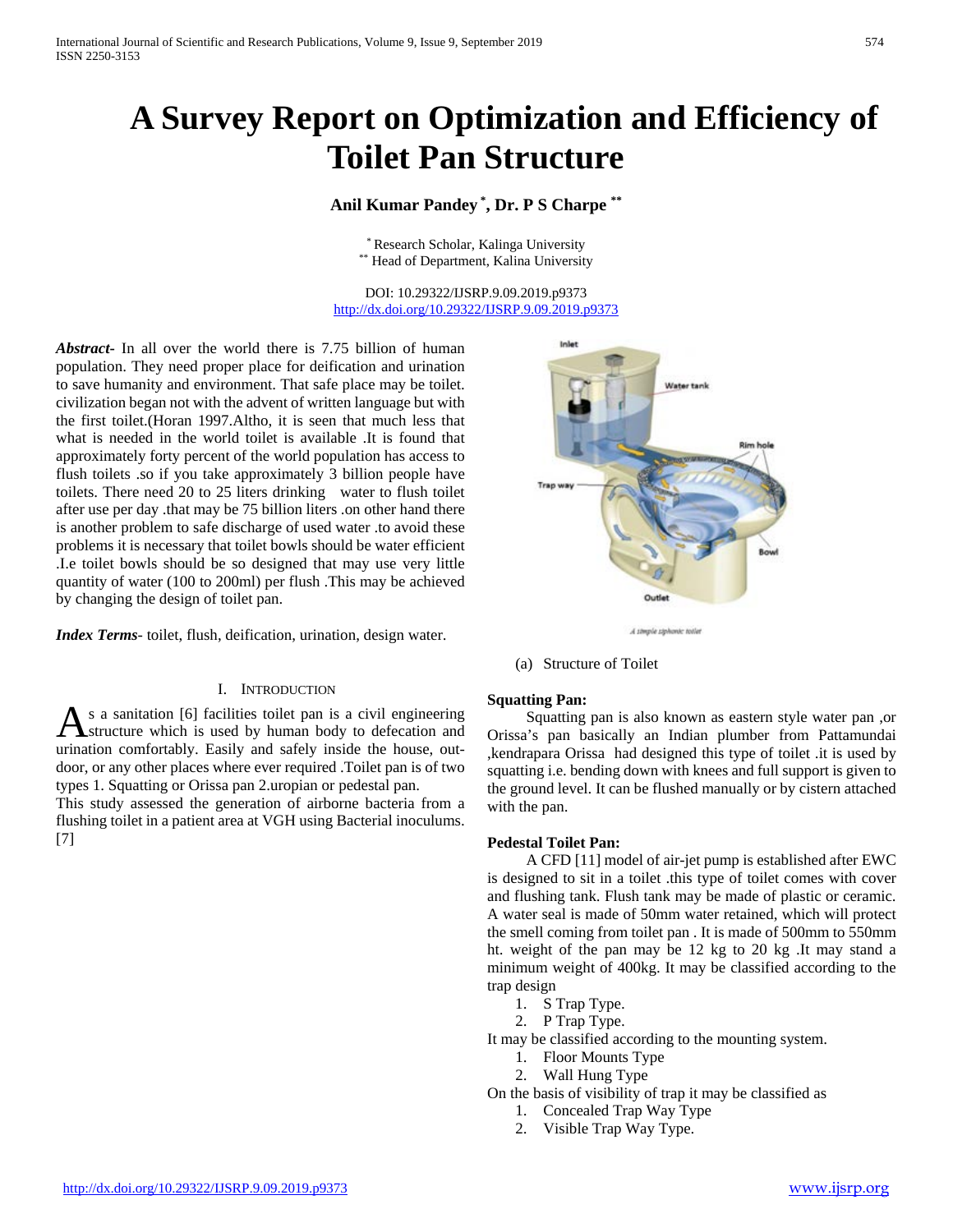# A Survey Report on Optimization and Efficiency of Toilet Pan Structure

**Anil Kumar Pandey [*], Dr. P S Charpe [**]**

[*] Research Scholar, Kalinga University
[**] Head of Department, Kalina University

DOI: 10.29322/IJSRP.9.09.2019.p9373
http://dx.doi.org/10.29322/IJSRP.9.09.2019.p9373

***Abstract***- In all over the world there is 7.75 billion of human population. They need proper place for deification and urination to save humanity and environment. That safe place may be toilet. civilization began not with the advent of written language but with the first toilet.(Horan 1997.Altho, it is seen that much less that what is needed in the world toilet is available .It is found that approximately forty percent of the world population has access to flush toilets .so if you take approximately 3 billion people have toilets. There need 20 to 25 liters drinking water to flush toilet after use per day .that may be 75 billion liters .on other hand there is another problem to safe discharge of used water .to avoid these problems it is necessary that toilet bowls should be water efficient .I.e toilet bowls should be so designed that may use very little quantity of water (100 to 200ml) per flush .This may be achieved by changing the design of toilet pan.

***Index Terms***- toilet, flush, deification, urination, design water.

## I. Introduction

As a sanitation [6] facilities toilet pan is a civil engineering structure which is used by human body to defecation and urination comfortably. Easily and safely inside the house, out-door, or any other places where ever required .Toilet pan is of two types 1. Squatting or Orissa pan 2.uropian or pedestal pan.
This study assessed the generation of airborne bacteria from a flushing toilet in a patient area at VGH using Bacterial inoculums. [7]

Inlet
Water tank
Rim hole
Trap way
Bowl
Outlet
A simple siphonic toilet

(a) Structure of Toilet

**Squatting Pan:**

Squatting pan is also known as eastern style water pan ,or Orissa's pan basically an Indian plumber from Pattamundai ,kendrapara Orissa had designed this type of toilet .it is used by squatting i.e. bending down with knees and full support is given to the ground level. It can be flushed manually or by cistern attached with the pan.

**Pedestal Toilet Pan:**

A CFD [11] model of air-jet pump is established after EWC is designed to sit in a toilet .this type of toilet comes with cover and flushing tank. Flush tank may be made of plastic or ceramic. A water seal is made of 50mm water retained, which will protect the smell coming from toilet pan . It is made of 500mm to 550mm ht. weight of the pan may be 12 kg to 20 kg .It may stand a minimum weight of 400kg. It may be classified according to the trap design

1. S Trap Type.
2. P Trap Type.

It may be classified according to the mounting system.

1. Floor Mounts Type
2. Wall Hung Type

On the basis of visibility of trap it may be classified as

1. Concealed Trap Way Type
2. Visible Trap Way Type.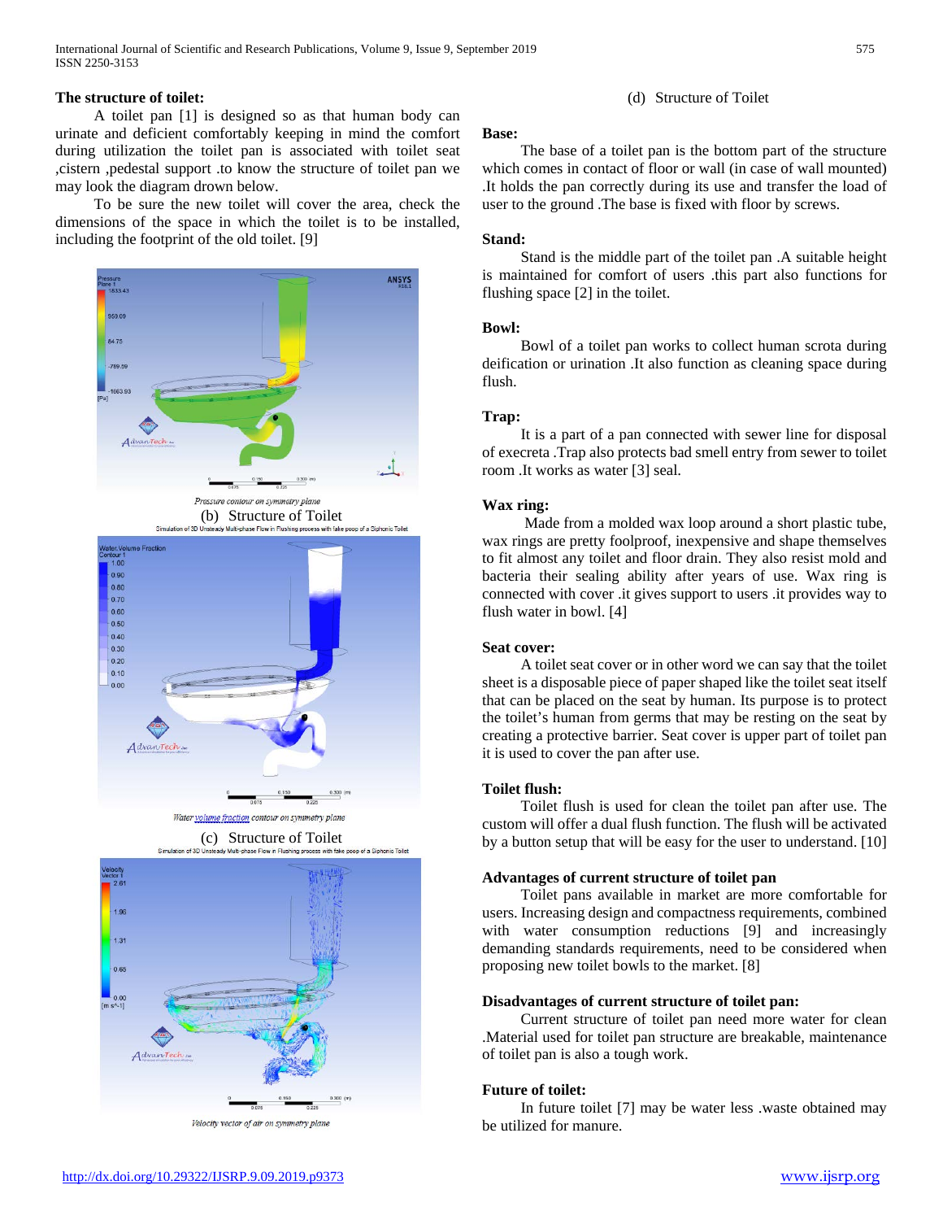**The structure of toilet:**

A toilet pan [1] is designed so as that human body can urinate and deficient comfortably keeping in mind the comfort during utilization the toilet pan is associated with toilet seat ,cistern ,pedestal support .to know the structure of toilet pan we may look the diagram drawn below.

To be sure the new toilet will cover the area, check the dimensions of the space in which the toilet is to be installed, including the footprint of the old toilet. [9]

Pressure contour on symmetry plane

(b) Structure of Toilet

Simulation of 3D Unsteady Multi-phase Flow in Flushing process with fake poop of a Siphonic Toilet

Water volume fraction contour on symmetry plane

(c) Structure of Toilet

Simulation of 3D Unsteady Multi-phase Flow in Flushing process with fake poop of a Siphonic Toilet

Velocity vector of air on symmetry plane

(d) Structure of Toilet

**Base:**

The base of a toilet pan is the bottom part of the structure which comes in contact of floor or wall (in case of wall mounted) .It holds the pan correctly during its use and transfer the load of user to the ground .The base is fixed with floor by screws.

**Stand:**

Stand is the middle part of the toilet pan .A suitable height is maintained for comfort of users .this part also functions for flushing space [2] in the toilet.

**Bowl:**

Bowl of a toilet pan works to collect human scrota during deification or urination .It also function as cleaning space during flush.

**Trap:**

It is a part of a pan connected with sewer line for disposal of execreta .Trap also protects bad smell entry from sewer to toilet room .It works as water [3] seal.

**Wax ring:**

Made from a molded wax loop around a short plastic tube, wax rings are pretty foolproof, inexpensive and shape themselves to fit almost any toilet and floor drain. They also resist mold and bacteria their sealing ability after years of use. Wax ring is connected with cover .it gives support to users .it provides way to flush water in bowl. [4]

**Seat cover:**

A toilet seat cover or in other word we can say that the toilet sheet is a disposable piece of paper shaped like the toilet seat itself that can be placed on the seat by human. Its purpose is to protect the toilet's human from germs that may be resting on the seat by creating a protective barrier. Seat cover is upper part of toilet pan it is used to cover the pan after use.

**Toilet flush:**

Toilet flush is used for clean the toilet pan after use. The custom will offer a dual flush function. The flush will be activated by a button setup that will be easy for the user to understand. [10]

**Advantages of current structure of toilet pan**

Toilet pans available in market are more comfortable for users. Increasing design and compactness requirements, combined with water consumption reductions [9] and increasingly demanding standards requirements, need to be considered when proposing new toilet bowls to the market. [8]

**Disadvantages of current structure of toilet pan:**

Current structure of toilet pan need more water for clean .Material used for toilet pan structure are breakable, maintenance of toilet pan is also a tough work.

**Future of toilet:**

In future toilet [7] may be water less .waste obtained may be utilized for manure.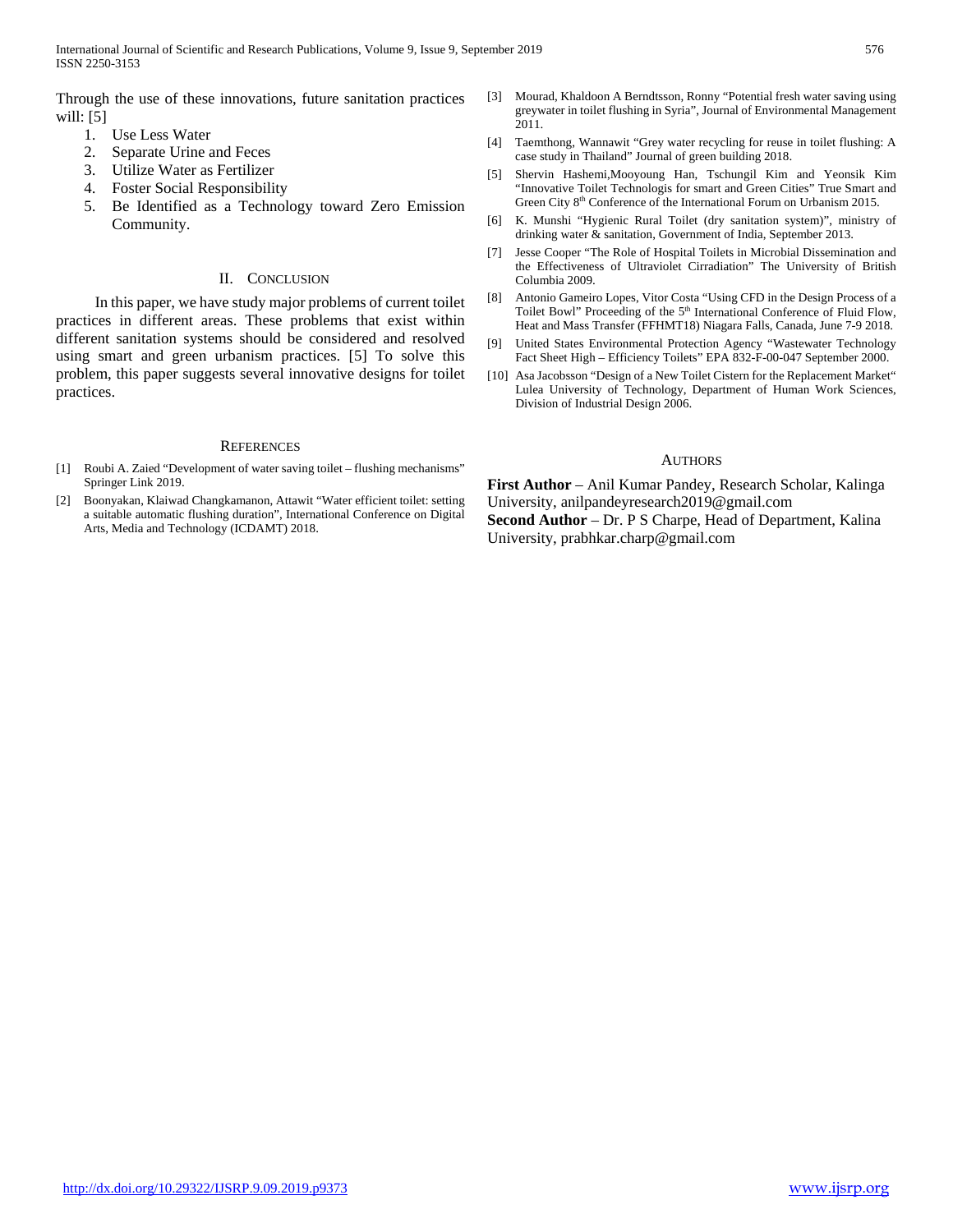Through the use of these innovations, future sanitation practices will: [5]

1. Use Less Water
2. Separate Urine and Feces
3. Utilize Water as Fertilizer
4. Foster Social Responsibility
5. Be Identified as a Technology toward Zero Emission Community.

## II. Conclusion

In this paper, we have study major problems of current toilet practices in different areas. These problems that exist within different sanitation systems should be considered and resolved using smart and green urbanism practices. [5] To solve this problem, this paper suggests several innovative designs for toilet practices.

## References

[1] Roubi A. Zaied "Development of water saving toilet – flushing mechanisms" Springer Link 2019.

[2] Boonyakan, Klaiwad Changkamanon, Attawit "Water efficient toilet: setting a suitable automatic flushing duration", International Conference on Digital Arts, Media and Technology (ICDAMT) 2018.

[3] Mourad, Khaldoon A Berndtsson, Ronny "Potential fresh water saving using greywater in toilet flushing in Syria", Journal of Environmental Management 2011.

[4] Taemthong, Wannawit "Grey water recycling for reuse in toilet flushing: A case study in Thailand" Journal of green building 2018.

[5] Shervin Hashemi,Mooyoung Han, Tschungil Kim and Yeonsik Kim "Innovative Toilet Technologis for smart and Green Cities" True Smart and Green City 8th Conference of the International Forum on Urbanism 2015.

[6] K. Munshi "Hygienic Rural Toilet (dry sanitation system)", ministry of drinking water & sanitation, Government of India, September 2013.

[7] Jesse Cooper "The Role of Hospital Toilets in Microbial Dissemination and the Effectiveness of Ultraviolet Cirradiation" The University of British Columbia 2009.

[8] Antonio Gameiro Lopes, Vitor Costa "Using CFD in the Design Process of a Toilet Bowl" Proceeding of the 5th International Conference of Fluid Flow, Heat and Mass Transfer (FFHMT18) Niagara Falls, Canada, June 7-9 2018.

[9] United States Environmental Protection Agency "Wastewater Technology Fact Sheet High – Efficiency Toilets" EPA 832-F-00-047 September 2000.

[10] Asa Jacobsson "Design of a New Toilet Cistern for the Replacement Market" Lulea University of Technology, Department of Human Work Sciences, Division of Industrial Design 2006.

## Authors

**First Author** – Anil Kumar Pandey, Research Scholar, Kalinga University, anilpandeyresearch2019@gmail.com

**Second Author** – Dr. P S Charpe, Head of Department, Kalina University, prabhkar.charp@gmail.com